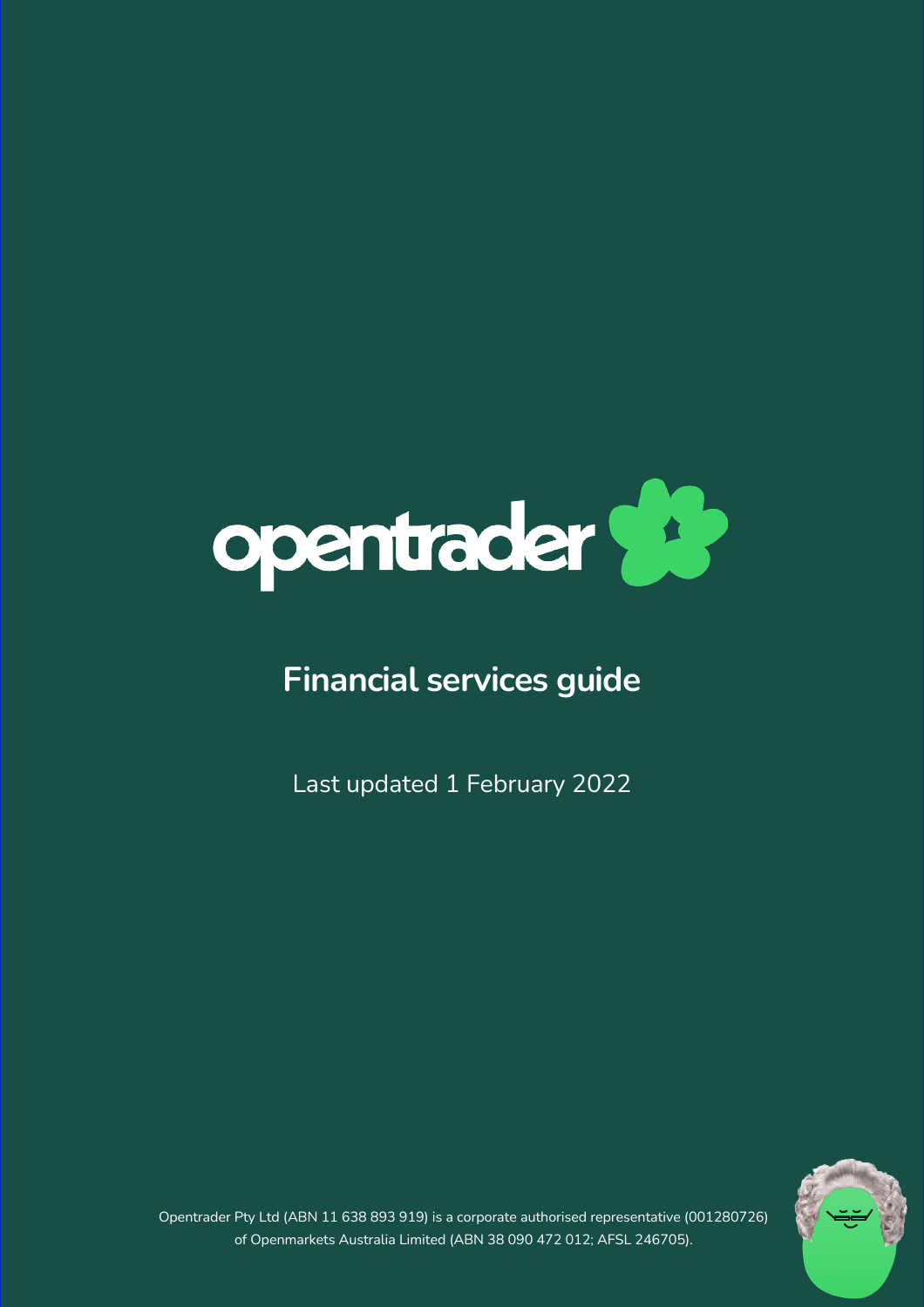# opentrader

## Financial services guide

Last updated 1 February 2022

Opentrader Pty Ltd (ABN 11 638 893 919) is a corporate authorised representative (001280726) of Openmarkets Australia Limited (ABN 38 090 472 012; AFSL 246705).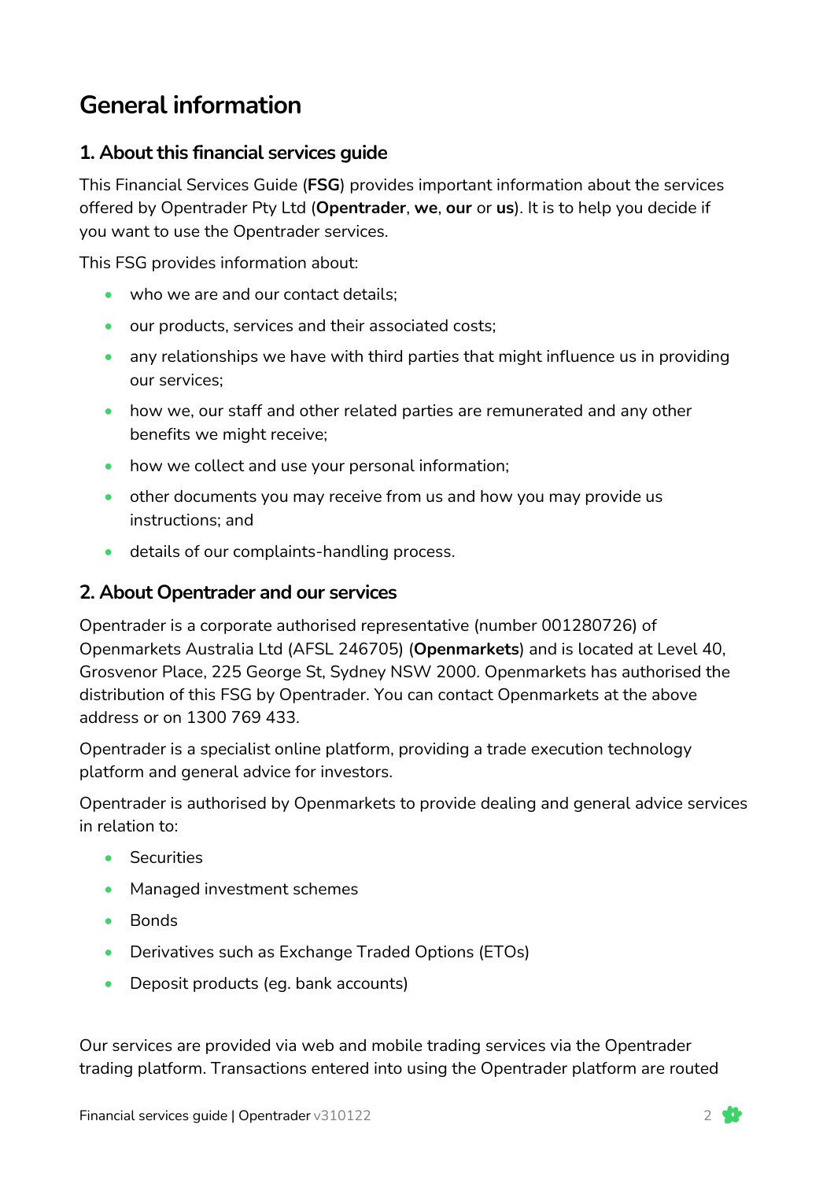# General information

## 1. About this financial services guide

This Financial Services Guide (**FSG**) provides important information about the services offered by Opentrader Pty Ltd (**Opentrader**, **we**, **our** or **us**). It is to help you decide if you want to use the Opentrader services.

This FSG provides information about:

- who we are and our contact details;
- our products, services and their associated costs;
- any relationships we have with third parties that might influence us in providing our services;
- how we, our staff and other related parties are remunerated and any other benefits we might receive;
- how we collect and use your personal information;
- other documents you may receive from us and how you may provide us instructions; and
- details of our complaints-handling process.

## 2. About Opentrader and our services

Opentrader is a corporate authorised representative (number 001280726) of Openmarkets Australia Ltd (AFSL 246705) (**Openmarkets**) and is located at Level 40, Grosvenor Place, 225 George St, Sydney NSW 2000. Openmarkets has authorised the distribution of this FSG by Opentrader. You can contact Openmarkets at the above address or on 1300 769 433.

Opentrader is a specialist online platform, providing a trade execution technology platform and general advice for investors.

Opentrader is authorised by Openmarkets to provide dealing and general advice services in relation to:

- Securities
- Managed investment schemes
- Bonds
- Derivatives such as Exchange Traded Options (ETOs)
- Deposit products (eg. bank accounts)

Our services are provided via web and mobile trading services via the Opentrader trading platform. Transactions entered into using the Opentrader platform are routed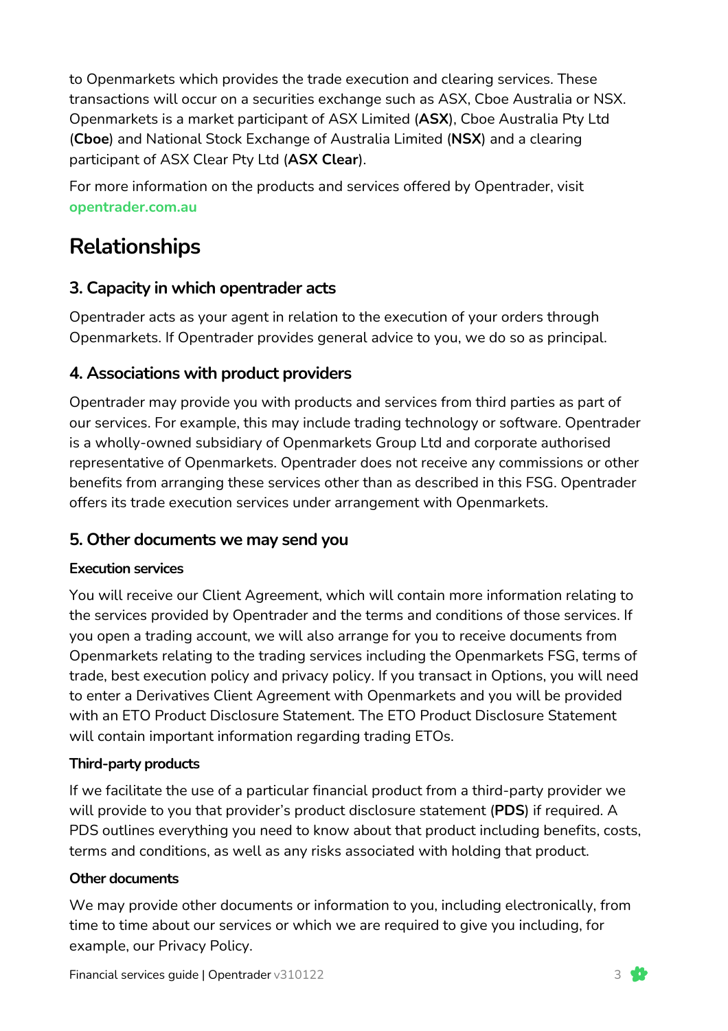to Openmarkets which provides the trade execution and clearing services. These transactions will occur on a securities exchange such as ASX, Cboe Australia or NSX. Openmarkets is a market participant of ASX Limited (**ASX**), Cboe Australia Pty Ltd (**Cboe**) and National Stock Exchange of Australia Limited (**NSX**) and a clearing participant of ASX Clear Pty Ltd (**ASX Clear**).

For more information on the products and services offered by Opentrader, visit **opentrader.com.au**

# Relationships

## 3. Capacity in which opentrader acts

Opentrader acts as your agent in relation to the execution of your orders through Openmarkets. If Opentrader provides general advice to you, we do so as principal.

## 4. Associations with product providers

Opentrader may provide you with products and services from third parties as part of our services. For example, this may include trading technology or software. Opentrader is a wholly-owned subsidiary of Openmarkets Group Ltd and corporate authorised representative of Openmarkets. Opentrader does not receive any commissions or other benefits from arranging these services other than as described in this FSG. Opentrader offers its trade execution services under arrangement with Openmarkets.

## 5. Other documents we may send you

### Execution services

You will receive our Client Agreement, which will contain more information relating to the services provided by Opentrader and the terms and conditions of those services. If you open a trading account, we will also arrange for you to receive documents from Openmarkets relating to the trading services including the Openmarkets FSG, terms of trade, best execution policy and privacy policy. If you transact in Options, you will need to enter a Derivatives Client Agreement with Openmarkets and you will be provided with an ETO Product Disclosure Statement. The ETO Product Disclosure Statement will contain important information regarding trading ETOs.

### Third-party products

If we facilitate the use of a particular financial product from a third-party provider we will provide to you that provider's product disclosure statement (**PDS**) if required. A PDS outlines everything you need to know about that product including benefits, costs, terms and conditions, as well as any risks associated with holding that product.

### Other documents

We may provide other documents or information to you, including electronically, from time to time about our services or which we are required to give you including, for example, our Privacy Policy.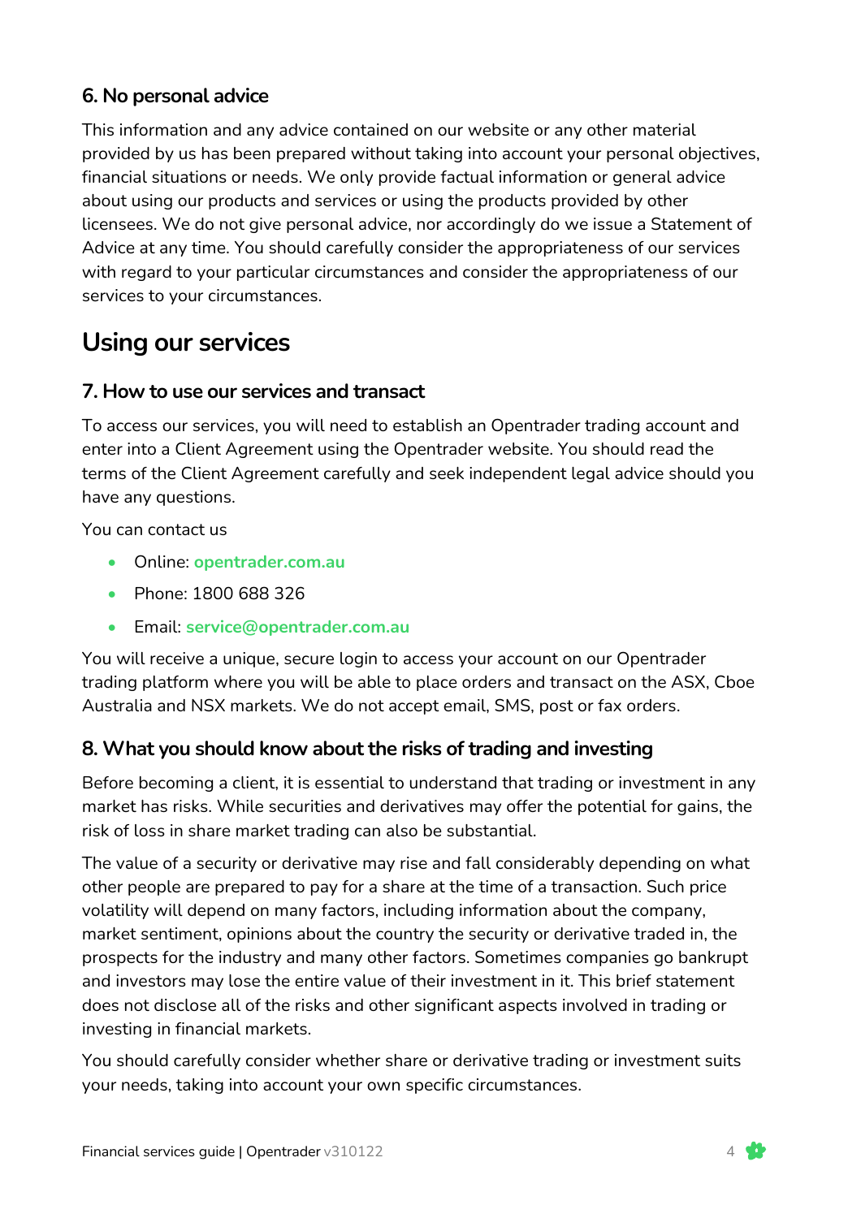### 6. No personal advice

This information and any advice contained on our website or any other material provided by us has been prepared without taking into account your personal objectives, financial situations or needs. We only provide factual information or general advice about using our products and services or using the products provided by other licensees. We do not give personal advice, nor accordingly do we issue a Statement of Advice at any time. You should carefully consider the appropriateness of our services with regard to your particular circumstances and consider the appropriateness of our services to your circumstances.

## Using our services

### 7. How to use our services and transact

To access our services, you will need to establish an Opentrader trading account and enter into a Client Agreement using the Opentrader website. You should read the terms of the Client Agreement carefully and seek independent legal advice should you have any questions.

You can contact us

- Online: **opentrader.com.au**
- Phone: 1800 688 326
- Email: **service@opentrader.com.au**

You will receive a unique, secure login to access your account on our Opentrader trading platform where you will be able to place orders and transact on the ASX, Cboe Australia and NSX markets. We do not accept email, SMS, post or fax orders.

### 8. What you should know about the risks of trading and investing

Before becoming a client, it is essential to understand that trading or investment in any market has risks. While securities and derivatives may offer the potential for gains, the risk of loss in share market trading can also be substantial.

The value of a security or derivative may rise and fall considerably depending on what other people are prepared to pay for a share at the time of a transaction. Such price volatility will depend on many factors, including information about the company, market sentiment, opinions about the country the security or derivative traded in, the prospects for the industry and many other factors. Sometimes companies go bankrupt and investors may lose the entire value of their investment in it. This brief statement does not disclose all of the risks and other significant aspects involved in trading or investing in financial markets.

You should carefully consider whether share or derivative trading or investment suits your needs, taking into account your own specific circumstances.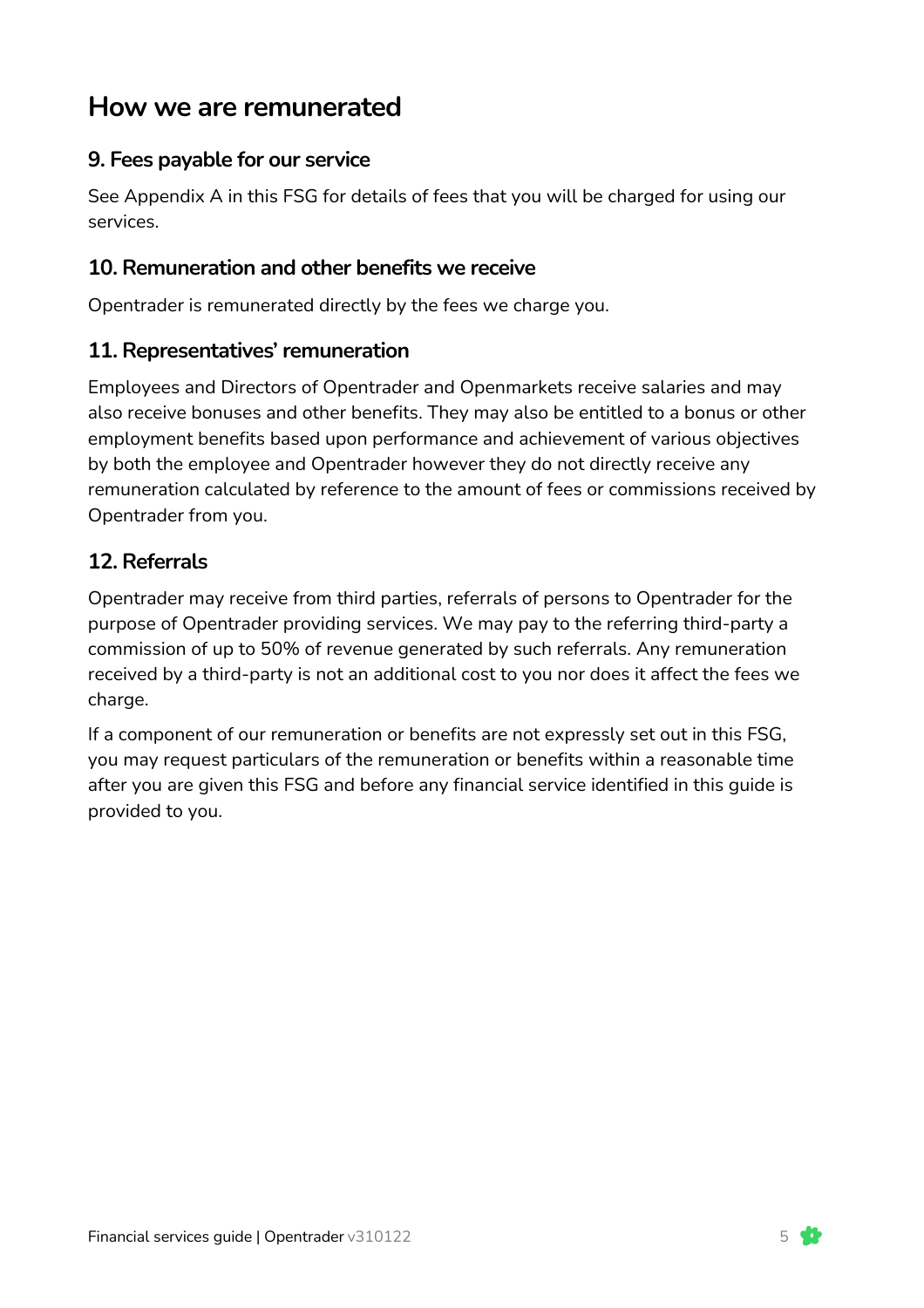# How we are remunerated

## 9. Fees payable for our service

See Appendix A in this FSG for details of fees that you will be charged for using our services.

## 10. Remuneration and other benefits we receive

Opentrader is remunerated directly by the fees we charge you.

## 11. Representatives' remuneration

Employees and Directors of Opentrader and Openmarkets receive salaries and may also receive bonuses and other benefits. They may also be entitled to a bonus or other employment benefits based upon performance and achievement of various objectives by both the employee and Opentrader however they do not directly receive any remuneration calculated by reference to the amount of fees or commissions received by Opentrader from you.

## 12. Referrals

Opentrader may receive from third parties, referrals of persons to Opentrader for the purpose of Opentrader providing services. We may pay to the referring third-party a commission of up to 50% of revenue generated by such referrals. Any remuneration received by a third-party is not an additional cost to you nor does it affect the fees we charge.

If a component of our remuneration or benefits are not expressly set out in this FSG, you may request particulars of the remuneration or benefits within a reasonable time after you are given this FSG and before any financial service identified in this guide is provided to you.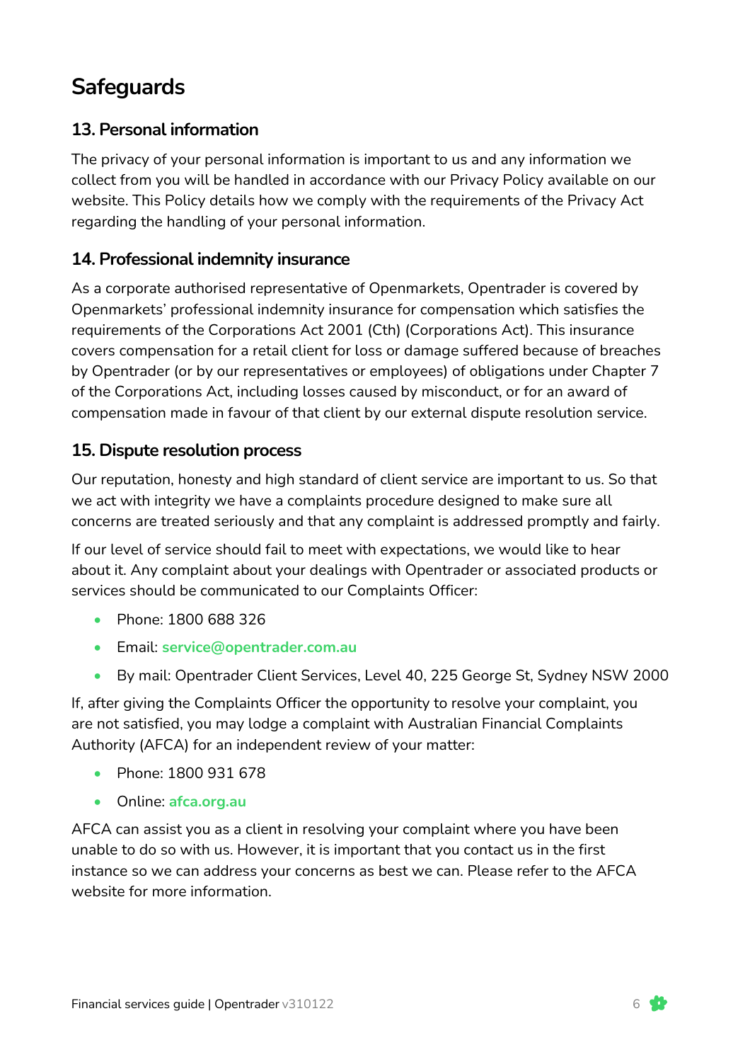# Safeguards

## 13. Personal information

The privacy of your personal information is important to us and any information we collect from you will be handled in accordance with our Privacy Policy available on our website. This Policy details how we comply with the requirements of the Privacy Act regarding the handling of your personal information.

## 14. Professional indemnity insurance

As a corporate authorised representative of Openmarkets, Opentrader is covered by Openmarkets' professional indemnity insurance for compensation which satisfies the requirements of the Corporations Act 2001 (Cth) (Corporations Act). This insurance covers compensation for a retail client for loss or damage suffered because of breaches by Opentrader (or by our representatives or employees) of obligations under Chapter 7 of the Corporations Act, including losses caused by misconduct, or for an award of compensation made in favour of that client by our external dispute resolution service.

## 15. Dispute resolution process

Our reputation, honesty and high standard of client service are important to us. So that we act with integrity we have a complaints procedure designed to make sure all concerns are treated seriously and that any complaint is addressed promptly and fairly.

If our level of service should fail to meet with expectations, we would like to hear about it. Any complaint about your dealings with Opentrader or associated products or services should be communicated to our Complaints Officer:

- Phone: 1800 688 326
- Email: **service@opentrader.com.au**
- By mail: Opentrader Client Services, Level 40, 225 George St, Sydney NSW 2000

If, after giving the Complaints Officer the opportunity to resolve your complaint, you are not satisfied, you may lodge a complaint with Australian Financial Complaints Authority (AFCA) for an independent review of your matter:

- Phone: 1800 931 678
- Online: **afca.org.au**

AFCA can assist you as a client in resolving your complaint where you have been unable to do so with us. However, it is important that you contact us in the first instance so we can address your concerns as best we can. Please refer to the AFCA website for more information.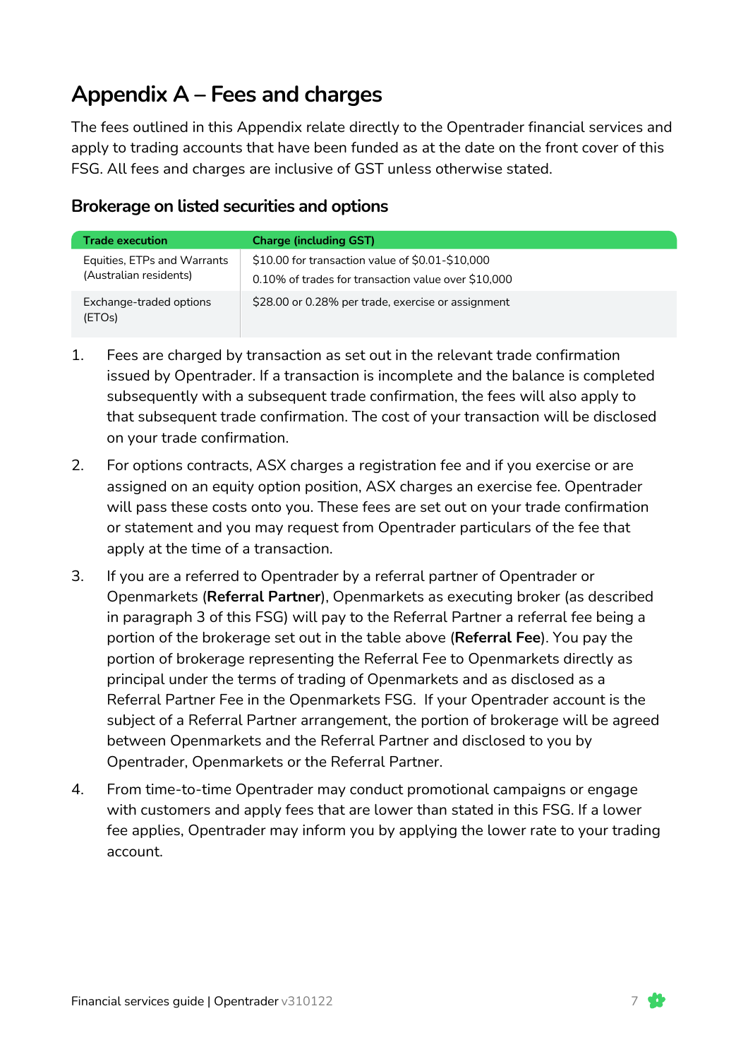# Appendix A – Fees and charges

The fees outlined in this Appendix relate directly to the Opentrader financial services and apply to trading accounts that have been funded as at the date on the front cover of this FSG. All fees and charges are inclusive of GST unless otherwise stated.

## Brokerage on listed securities and options

| Trade execution | Charge (including GST) |
| --- | --- |
| Equities, ETPs and Warrants (Australian residents) | $10.00 for transaction value of $0.01-$10,000<br>0.10% of trades for transaction value over $10,000 |
| Exchange-traded options (ETOs) | $28.00 or 0.28% per trade, exercise or assignment |

1. Fees are charged by transaction as set out in the relevant trade confirmation issued by Opentrader. If a transaction is incomplete and the balance is completed subsequently with a subsequent trade confirmation, the fees will also apply to that subsequent trade confirmation. The cost of your transaction will be disclosed on your trade confirmation.
2. For options contracts, ASX charges a registration fee and if you exercise or are assigned on an equity option position, ASX charges an exercise fee. Opentrader will pass these costs onto you. These fees are set out on your trade confirmation or statement and you may request from Opentrader particulars of the fee that apply at the time of a transaction.
3. If you are a referred to Opentrader by a referral partner of Opentrader or Openmarkets (**Referral Partner**), Openmarkets as executing broker (as described in paragraph 3 of this FSG) will pay to the Referral Partner a referral fee being a portion of the brokerage set out in the table above (**Referral Fee**). You pay the portion of brokerage representing the Referral Fee to Openmarkets directly as principal under the terms of trading of Openmarkets and as disclosed as a Referral Partner Fee in the Openmarkets FSG. If your Opentrader account is the subject of a Referral Partner arrangement, the portion of brokerage will be agreed between Openmarkets and the Referral Partner and disclosed to you by Opentrader, Openmarkets or the Referral Partner.
4. From time-to-time Opentrader may conduct promotional campaigns or engage with customers and apply fees that are lower than stated in this FSG. If a lower fee applies, Opentrader may inform you by applying the lower rate to your trading account.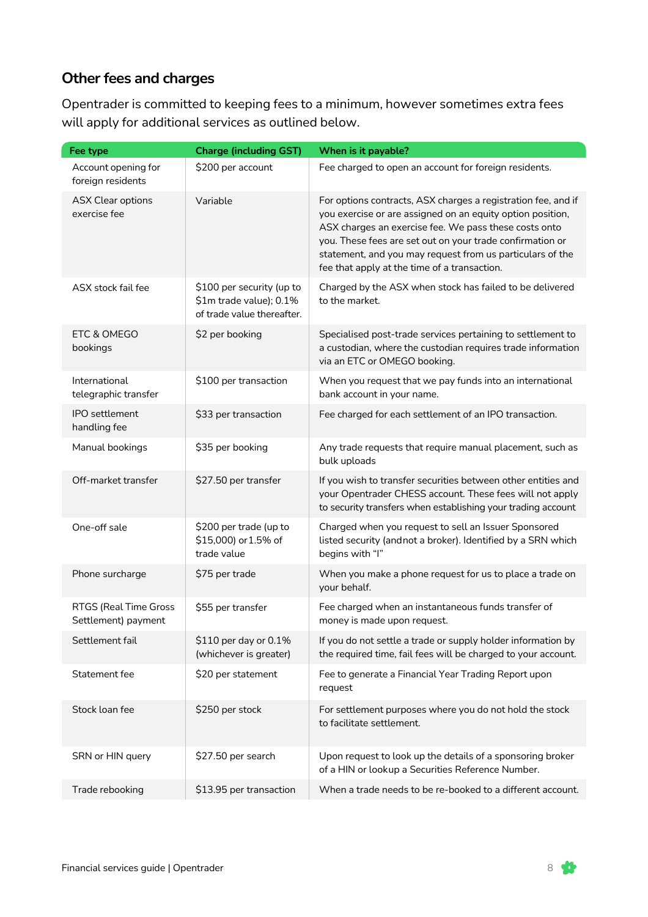## Other fees and charges

Opentrader is committed to keeping fees to a minimum, however sometimes extra fees will apply for additional services as outlined below.

| Fee type | Charge (including GST) | When is it payable? |
|---|---|---|
| Account opening for foreign residents | $200 per account | Fee charged to open an account for foreign residents. |
| ASX Clear options exercise fee | Variable | For options contracts, ASX charges a registration fee, and if you exercise or are assigned on an equity option position, ASX charges an exercise fee. We pass these costs onto you. These fees are set out on your trade confirmation or statement, and you may request from us particulars of the fee that apply at the time of a transaction. |
| ASX stock fail fee | $100 per security (up to $1m trade value); 0.1% of trade value thereafter. | Charged by the ASX when stock has failed to be delivered to the market. |
| ETC & OMEGO bookings | $2 per booking | Specialised post-trade services pertaining to settlement to a custodian, where the custodian requires trade information via an ETC or OMEGO booking. |
| International telegraphic transfer | $100 per transaction | When you request that we pay funds into an international bank account in your name. |
| IPO settlement handling fee | $33 per transaction | Fee charged for each settlement of an IPO transaction. |
| Manual bookings | $35 per booking | Any trade requests that require manual placement, such as bulk uploads |
| Off-market transfer | $27.50 per transfer | If you wish to transfer securities between other entities and your Opentrader CHESS account. These fees will not apply to security transfers when establishing your trading account |
| One-off sale | $200 per trade (up to $15,000) or1.5% of trade value | Charged when you request to sell an Issuer Sponsored listed security (andnot a broker). Identified by a SRN which begins with "I" |
| Phone surcharge | $75 per trade | When you make a phone request for us to place a trade on your behalf. |
| RTGS (Real Time Gross Settlement) payment | $55 per transfer | Fee charged when an instantaneous funds transfer of money is made upon request. |
| Settlement fail | $110 per day or 0.1% (whichever is greater) | If you do not settle a trade or supply holder information by the required time, fail fees will be charged to your account. |
| Statement fee | $20 per statement | Fee to generate a Financial Year Trading Report upon request |
| Stock loan fee | $250 per stock | For settlement purposes where you do not hold the stock to facilitate settlement. |
| SRN or HIN query | $27.50 per search | Upon request to look up the details of a sponsoring broker of a HIN or lookup a Securities Reference Number. |
| Trade rebooking | $13.95 per transaction | When a trade needs to be re-booked to a different account. |